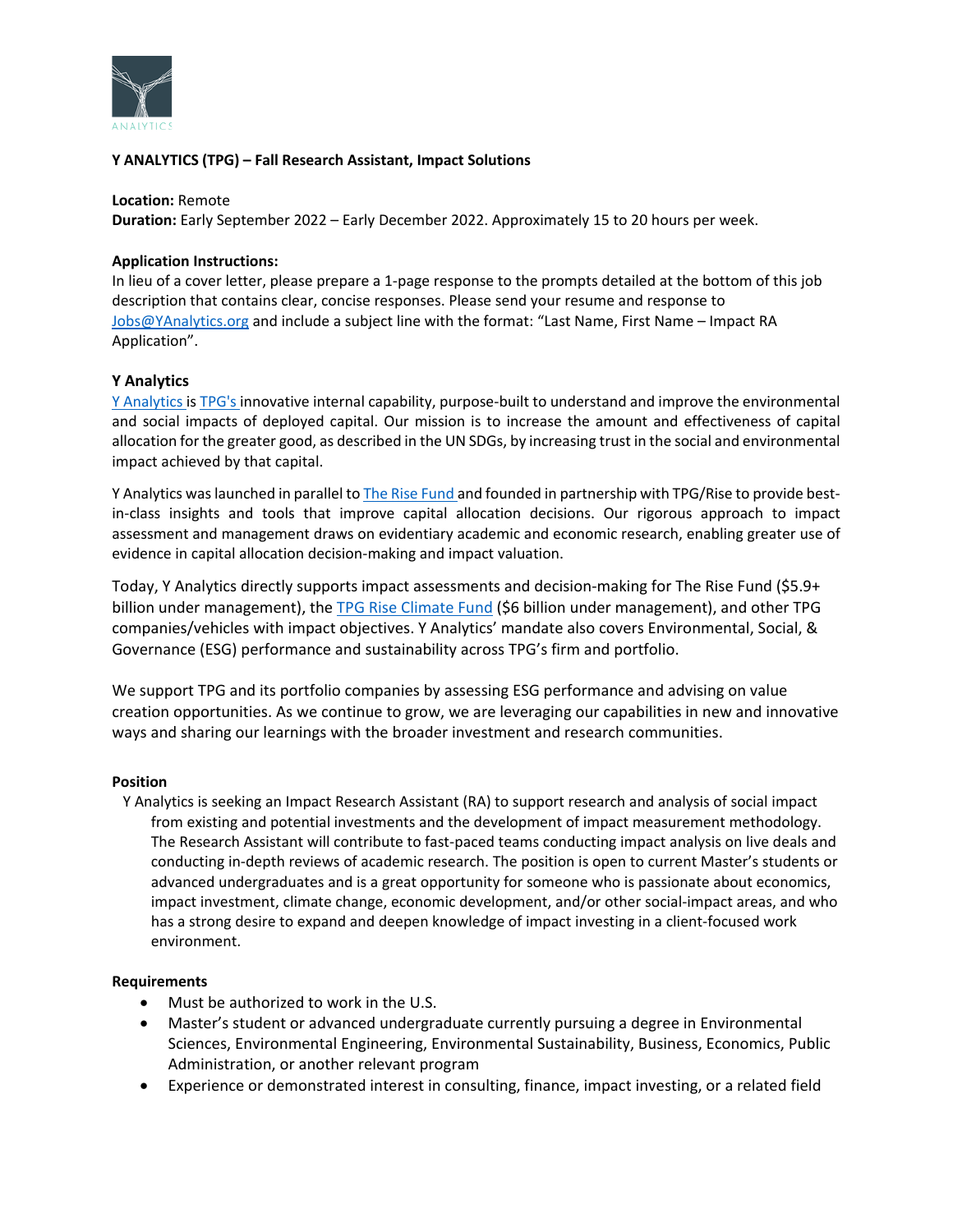**Y ANALYTICS (TPG) – Fall Research Assistant, Impact Solutions**

**Location:** Remote
**Duration:** Early September 2022 – Early December 2022. Approximately 15 to 20 hours per week.

**Application Instructions:**
In lieu of a cover letter, please prepare a 1-page response to the prompts detailed at the bottom of this job description that contains clear, concise responses. Please send your resume and response to Jobs@YAnalytics.org and include a subject line with the format: "Last Name, First Name – Impact RA Application".

**Y Analytics**
Y Analytics is TPG's innovative internal capability, purpose-built to understand and improve the environmental and social impacts of deployed capital. Our mission is to increase the amount and effectiveness of capital allocation for the greater good, as described in the UN SDGs, by increasing trust in the social and environmental impact achieved by that capital.

Y Analytics was launched in parallel to The Rise Fund and founded in partnership with TPG/Rise to provide best-in-class insights and tools that improve capital allocation decisions. Our rigorous approach to impact assessment and management draws on evidentiary academic and economic research, enabling greater use of evidence in capital allocation decision-making and impact valuation.

Today, Y Analytics directly supports impact assessments and decision-making for The Rise Fund ($5.9+ billion under management), the TPG Rise Climate Fund ($6 billion under management), and other TPG companies/vehicles with impact objectives. Y Analytics' mandate also covers Environmental, Social, & Governance (ESG) performance and sustainability across TPG's firm and portfolio.

We support TPG and its portfolio companies by assessing ESG performance and advising on value creation opportunities. As we continue to grow, we are leveraging our capabilities in new and innovative ways and sharing our learnings with the broader investment and research communities.

**Position**
Y Analytics is seeking an Impact Research Assistant (RA) to support research and analysis of social impact from existing and potential investments and the development of impact measurement methodology. The Research Assistant will contribute to fast-paced teams conducting impact analysis on live deals and conducting in-depth reviews of academic research. The position is open to current Master's students or advanced undergraduates and is a great opportunity for someone who is passionate about economics, impact investment, climate change, economic development, and/or other social-impact areas, and who has a strong desire to expand and deepen knowledge of impact investing in a client-focused work environment.

**Requirements**

- Must be authorized to work in the U.S.
- Master's student or advanced undergraduate currently pursuing a degree in Environmental Sciences, Environmental Engineering, Environmental Sustainability, Business, Economics, Public Administration, or another relevant program
- Experience or demonstrated interest in consulting, finance, impact investing, or a related field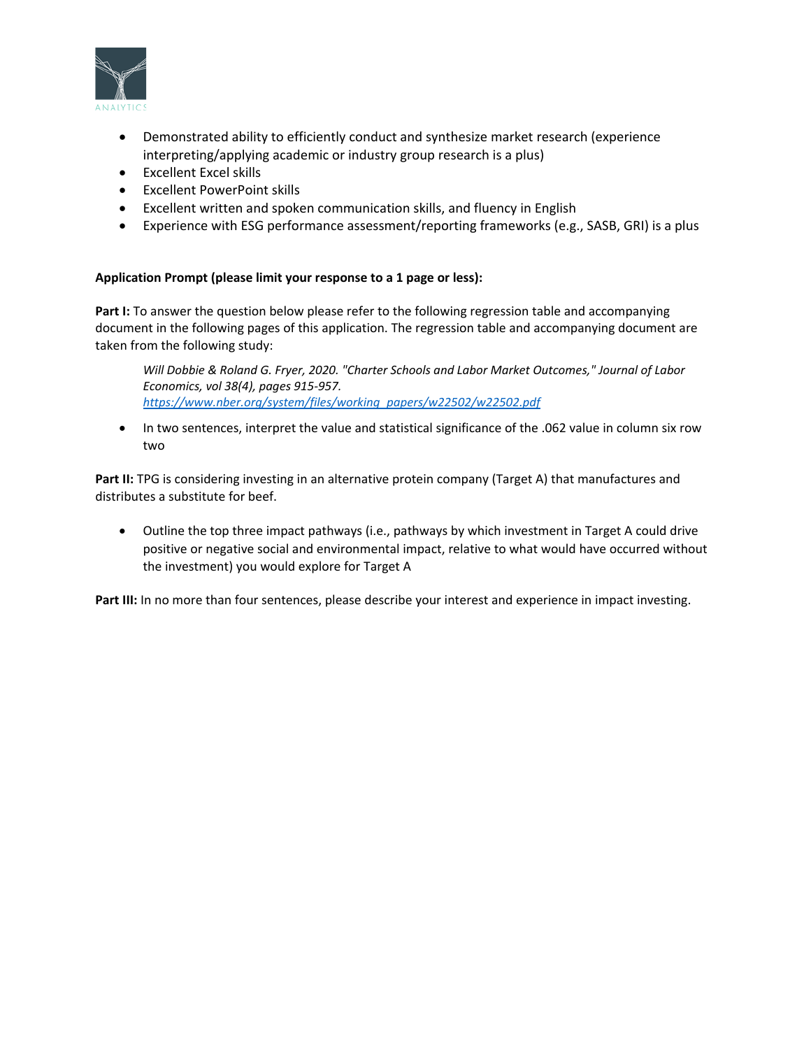- Demonstrated ability to efficiently conduct and synthesize market research (experience interpreting/applying academic or industry group research is a plus)
- Excellent Excel skills
- Excellent PowerPoint skills
- Excellent written and spoken communication skills, and fluency in English
- Experience with ESG performance assessment/reporting frameworks (e.g., SASB, GRI) is a plus

**Application Prompt (please limit your response to a 1 page or less):**

**Part I:** To answer the question below please refer to the following regression table and accompanying document in the following pages of this application. The regression table and accompanying document are taken from the following study:

> *Will Dobbie & Roland G. Fryer, 2020. "Charter Schools and Labor Market Outcomes," Journal of Labor Economics, vol 38(4), pages 915-957.*
> *https://www.nber.org/system/files/working_papers/w22502/w22502.pdf*

- In two sentences, interpret the value and statistical significance of the .062 value in column six row two

**Part II:** TPG is considering investing in an alternative protein company (Target A) that manufactures and distributes a substitute for beef.

- Outline the top three impact pathways (i.e., pathways by which investment in Target A could drive positive or negative social and environmental impact, relative to what would have occurred without the investment) you would explore for Target A

**Part III:** In no more than four sentences, please describe your interest and experience in impact investing.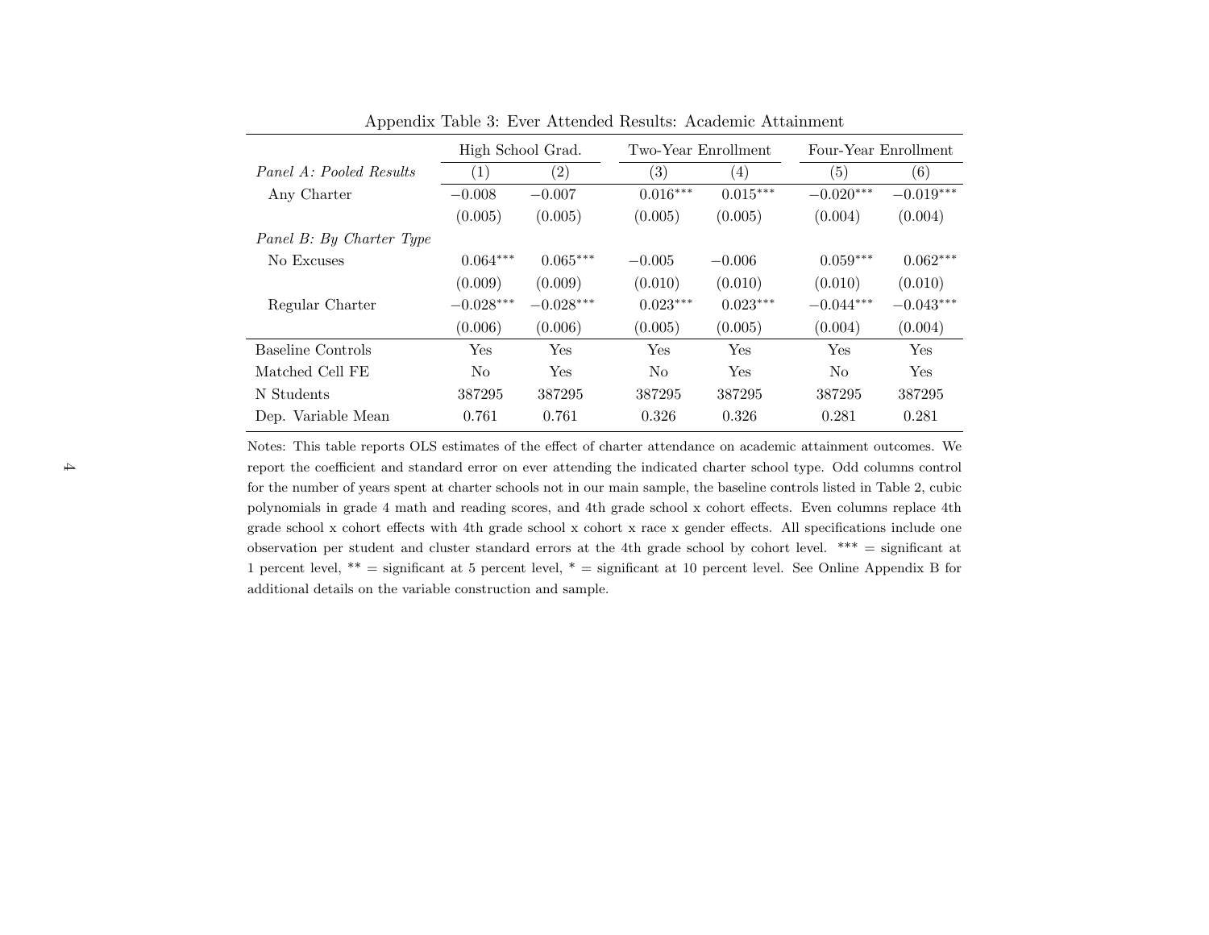Appendix Table 3: Ever Attended Results: Academic Attainment

| | High School Grad. | | Two-Year Enrollment | | Four-Year Enrollment | |
|---|---|---|---|---|---|---|
| *Panel A: Pooled Results* | (1) | (2) | (3) | (4) | (5) | (6) |
| Any Charter | −0.008 | −0.007 | 0.016*** | 0.015*** | −0.020*** | −0.019*** |
| | (0.005) | (0.005) | (0.005) | (0.005) | (0.004) | (0.004) |
| *Panel B: By Charter Type* | | | | | | |
| No Excuses | 0.064*** | 0.065*** | −0.005 | −0.006 | 0.059*** | 0.062*** |
| | (0.009) | (0.009) | (0.010) | (0.010) | (0.010) | (0.010) |
| Regular Charter | −0.028*** | −0.028*** | 0.023*** | 0.023*** | −0.044*** | −0.043*** |
| | (0.006) | (0.006) | (0.005) | (0.005) | (0.004) | (0.004) |
| Baseline Controls | Yes | Yes | Yes | Yes | Yes | Yes |
| Matched Cell FE | No | Yes | No | Yes | No | Yes |
| N Students | 387295 | 387295 | 387295 | 387295 | 387295 | 387295 |
| Dep. Variable Mean | 0.761 | 0.761 | 0.326 | 0.326 | 0.281 | 0.281 |

Notes: This table reports OLS estimates of the effect of charter attendance on academic attainment outcomes. We report the coefficient and standard error on ever attending the indicated charter school type. Odd columns control for the number of years spent at charter schools not in our main sample, the baseline controls listed in Table 2, cubic polynomials in grade 4 math and reading scores, and 4th grade school x cohort effects. Even columns replace 4th grade school x cohort effects with 4th grade school x cohort x race x gender effects. All specifications include one observation per student and cluster standard errors at the 4th grade school by cohort level. *** = significant at 1 percent level, ** = significant at 5 percent level, * = significant at 10 percent level. See Online Appendix B for additional details on the variable construction and sample.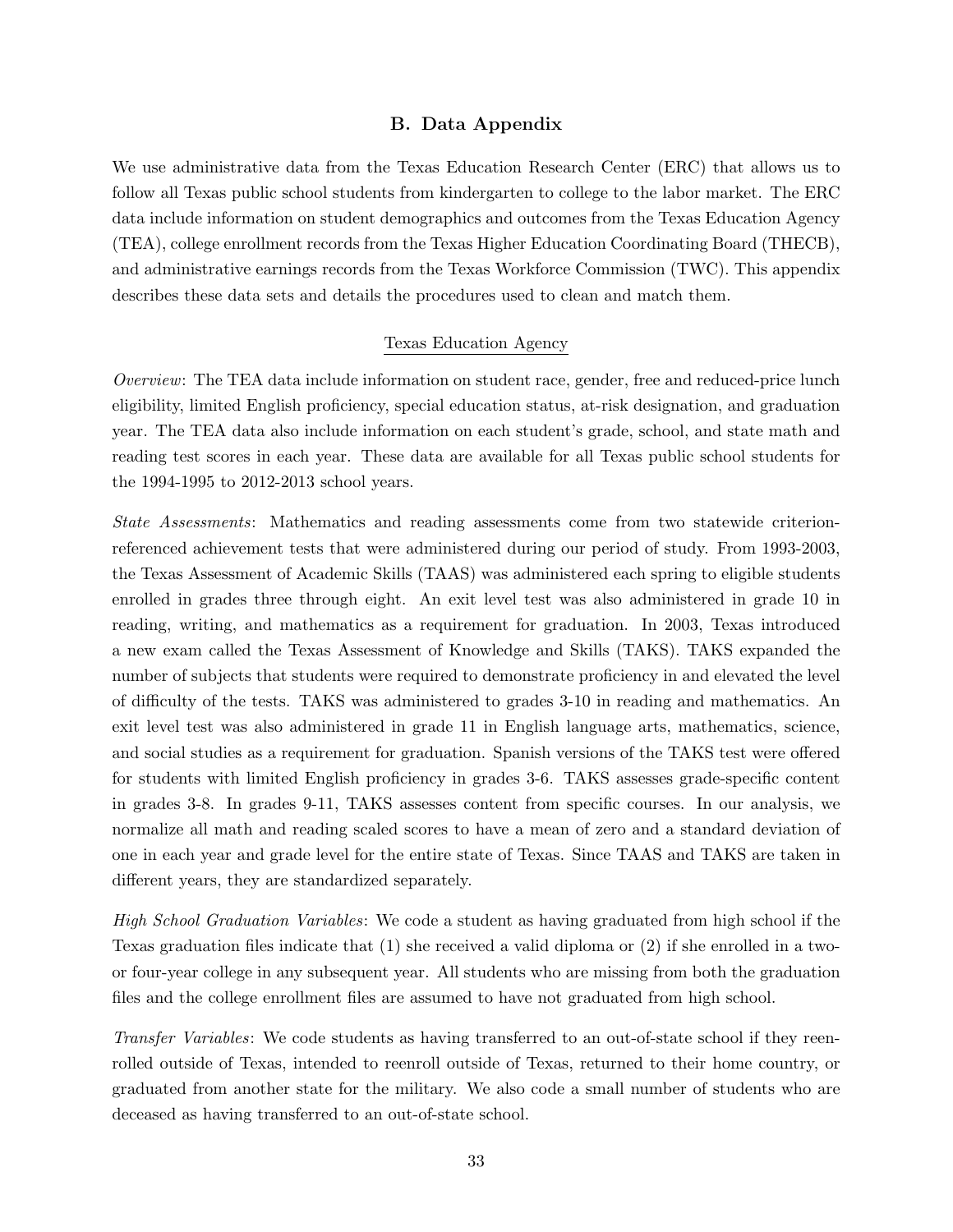## B. Data Appendix

We use administrative data from the Texas Education Research Center (ERC) that allows us to follow all Texas public school students from kindergarten to college to the labor market. The ERC data include information on student demographics and outcomes from the Texas Education Agency (TEA), college enrollment records from the Texas Higher Education Coordinating Board (THECB), and administrative earnings records from the Texas Workforce Commission (TWC). This appendix describes these data sets and details the procedures used to clean and match them.

### Texas Education Agency

*Overview*: The TEA data include information on student race, gender, free and reduced-price lunch eligibility, limited English proficiency, special education status, at-risk designation, and graduation year. The TEA data also include information on each student's grade, school, and state math and reading test scores in each year. These data are available for all Texas public school students for the 1994-1995 to 2012-2013 school years.

*State Assessments*: Mathematics and reading assessments come from two statewide criterion-referenced achievement tests that were administered during our period of study. From 1993-2003, the Texas Assessment of Academic Skills (TAAS) was administered each spring to eligible students enrolled in grades three through eight. An exit level test was also administered in grade 10 in reading, writing, and mathematics as a requirement for graduation. In 2003, Texas introduced a new exam called the Texas Assessment of Knowledge and Skills (TAKS). TAKS expanded the number of subjects that students were required to demonstrate proficiency in and elevated the level of difficulty of the tests. TAKS was administered to grades 3-10 in reading and mathematics. An exit level test was also administered in grade 11 in English language arts, mathematics, science, and social studies as a requirement for graduation. Spanish versions of the TAKS test were offered for students with limited English proficiency in grades 3-6. TAKS assesses grade-specific content in grades 3-8. In grades 9-11, TAKS assesses content from specific courses. In our analysis, we normalize all math and reading scaled scores to have a mean of zero and a standard deviation of one in each year and grade level for the entire state of Texas. Since TAAS and TAKS are taken in different years, they are standardized separately.

*High School Graduation Variables*: We code a student as having graduated from high school if the Texas graduation files indicate that (1) she received a valid diploma or (2) if she enrolled in a two- or four-year college in any subsequent year. All students who are missing from both the graduation files and the college enrollment files are assumed to have not graduated from high school.

*Transfer Variables*: We code students as having transferred to an out-of-state school if they reenrolled outside of Texas, intended to reenroll outside of Texas, returned to their home country, or graduated from another state for the military. We also code a small number of students who are deceased as having transferred to an out-of-state school.